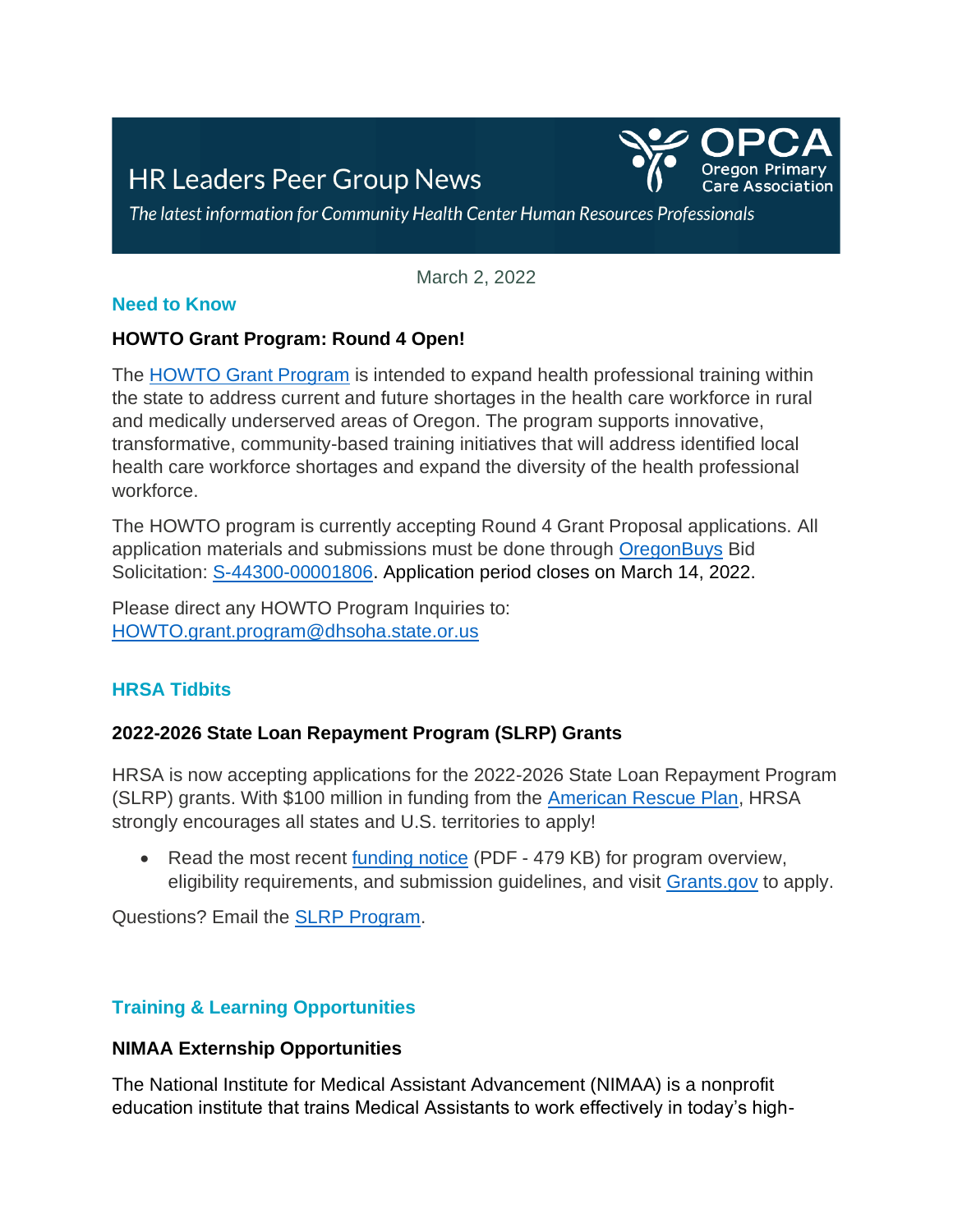# HR Leaders Peer Group News

*The latest information for Community Health Center Human Resources Professionals*

OPCA Oregon Primary Care Association

March 2, 2022

## Need to Know

### HOWTO Grant Program: Round 4 Open!

The HOWTO Grant Program is intended to expand health professional training within the state to address current and future shortages in the health care workforce in rural and medically underserved areas of Oregon. The program supports innovative, transformative, community-based training initiatives that will address identified local health care workforce shortages and expand the diversity of the health professional workforce.

The HOWTO program is currently accepting Round 4 Grant Proposal applications. All application materials and submissions must be done through OregonBuys Bid Solicitation: S-44300-00001806. Application period closes on March 14, 2022.

Please direct any HOWTO Program Inquiries to: HOWTO.grant.program@dhsoha.state.or.us

## HRSA Tidbits

### 2022-2026 State Loan Repayment Program (SLRP) Grants

HRSA is now accepting applications for the 2022-2026 State Loan Repayment Program (SLRP) grants. With $100 million in funding from the American Rescue Plan, HRSA strongly encourages all states and U.S. territories to apply!

- Read the most recent funding notice (PDF - 479 KB) for program overview, eligibility requirements, and submission guidelines, and visit Grants.gov to apply.

Questions? Email the SLRP Program.

## Training & Learning Opportunities

### NIMAA Externship Opportunities

The National Institute for Medical Assistant Advancement (NIMAA) is a nonprofit education institute that trains Medical Assistants to work effectively in today's high-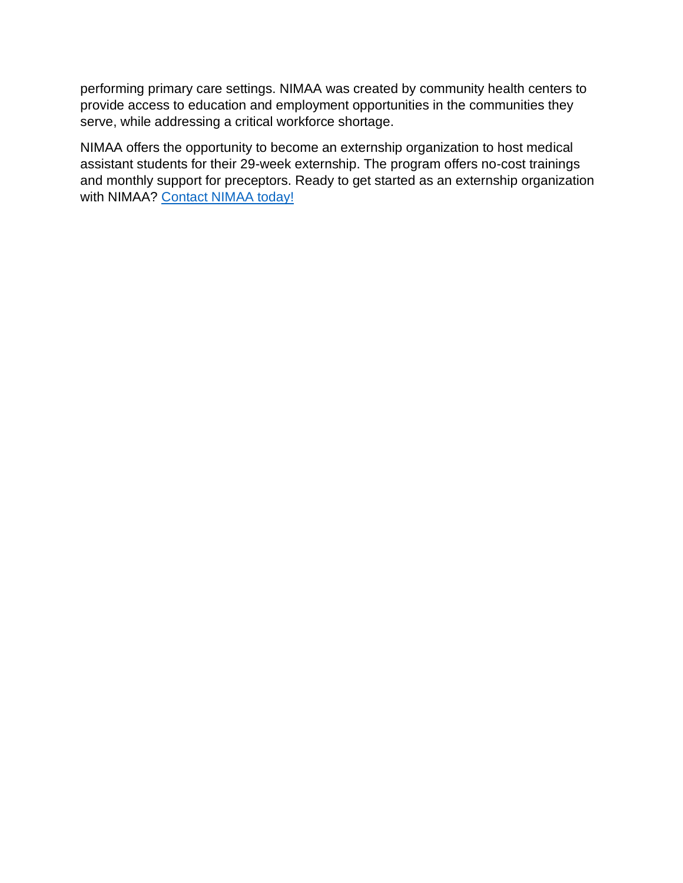performing primary care settings. NIMAA was created by community health centers to provide access to education and employment opportunities in the communities they serve, while addressing a critical workforce shortage.

NIMAA offers the opportunity to become an externship organization to host medical assistant students for their 29-week externship. The program offers no-cost trainings and monthly support for preceptors. Ready to get started as an externship organization with NIMAA? Contact NIMAA today!